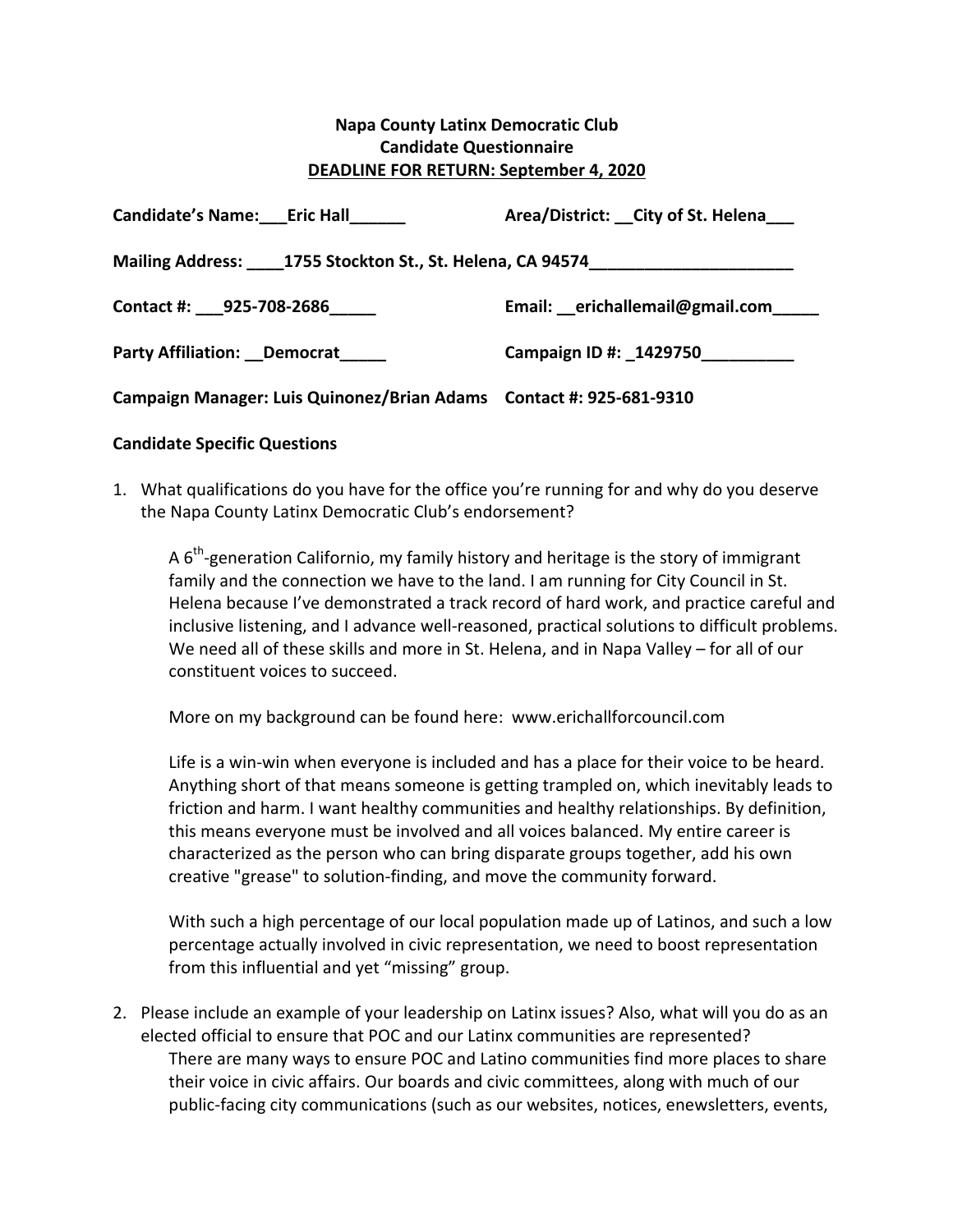**Napa County Latinx Democratic Club**
**Candidate Questionnaire**
**DEADLINE FOR RETURN: September 4, 2020**

**Candidate's Name:** ___Eric Hall______ **Area/District:** __City of St. Helena___

**Mailing Address:** ____1755 Stockton St., St. Helena, CA 94574______________________

**Contact #:** ___925-708-2686_____ **Email:** __erichallemail@gmail.com_____

**Party Affiliation:** __Democrat_____ **Campaign ID #:** _1429750__________

**Campaign Manager: Luis Quinonez/Brian Adams** **Contact #: 925-681-9310**

**Candidate Specific Questions**

1. What qualifications do you have for the office you're running for and why do you deserve the Napa County Latinx Democratic Club's endorsement?

   A 6th-generation Californio, my family history and heritage is the story of immigrant family and the connection we have to the land. I am running for City Council in St. Helena because I've demonstrated a track record of hard work, and practice careful and inclusive listening, and I advance well-reasoned, practical solutions to difficult problems. We need all of these skills and more in St. Helena, and in Napa Valley – for all of our constituent voices to succeed.

   More on my background can be found here: www.erichallforcouncil.com

   Life is a win-win when everyone is included and has a place for their voice to be heard. Anything short of that means someone is getting trampled on, which inevitably leads to friction and harm. I want healthy communities and healthy relationships. By definition, this means everyone must be involved and all voices balanced. My entire career is characterized as the person who can bring disparate groups together, add his own creative "grease" to solution-finding, and move the community forward.

   With such a high percentage of our local population made up of Latinos, and such a low percentage actually involved in civic representation, we need to boost representation from this influential and yet "missing" group.

2. Please include an example of your leadership on Latinx issues? Also, what will you do as an elected official to ensure that POC and our Latinx communities are represented?

   There are many ways to ensure POC and Latino communities find more places to share their voice in civic affairs. Our boards and civic committees, along with much of our public-facing city communications (such as our websites, notices, enewsletters, events,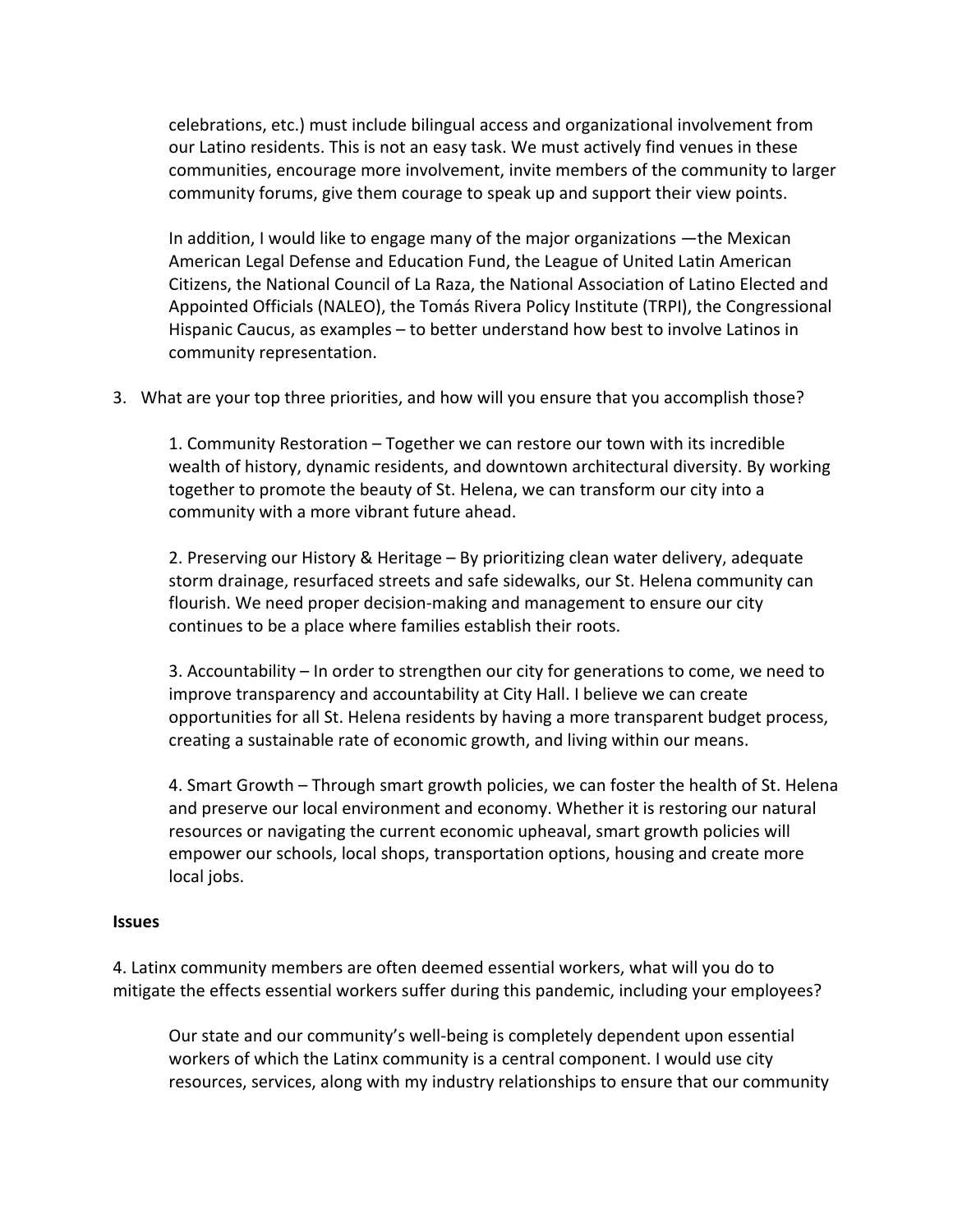celebrations, etc.) must include bilingual access and organizational involvement from our Latino residents. This is not an easy task. We must actively find venues in these communities, encourage more involvement, invite members of the community to larger community forums, give them courage to speak up and support their view points.

In addition, I would like to engage many of the major organizations —the Mexican American Legal Defense and Education Fund, the League of United Latin American Citizens, the National Council of La Raza, the National Association of Latino Elected and Appointed Officials (NALEO), the Tomás Rivera Policy Institute (TRPI), the Congressional Hispanic Caucus, as examples – to better understand how best to involve Latinos in community representation.

3. What are your top three priorities, and how will you ensure that you accomplish those?

   1. Community Restoration – Together we can restore our town with its incredible wealth of history, dynamic residents, and downtown architectural diversity. By working together to promote the beauty of St. Helena, we can transform our city into a community with a more vibrant future ahead.

   2. Preserving our History & Heritage – By prioritizing clean water delivery, adequate storm drainage, resurfaced streets and safe sidewalks, our St. Helena community can flourish. We need proper decision-making and management to ensure our city continues to be a place where families establish their roots.

   3. Accountability – In order to strengthen our city for generations to come, we need to improve transparency and accountability at City Hall. I believe we can create opportunities for all St. Helena residents by having a more transparent budget process, creating a sustainable rate of economic growth, and living within our means.

   4. Smart Growth – Through smart growth policies, we can foster the health of St. Helena and preserve our local environment and economy. Whether it is restoring our natural resources or navigating the current economic upheaval, smart growth policies will empower our schools, local shops, transportation options, housing and create more local jobs.

**Issues**

4. Latinx community members are often deemed essential workers, what will you do to mitigate the effects essential workers suffer during this pandemic, including your employees?

   Our state and our community's well-being is completely dependent upon essential workers of which the Latinx community is a central component. I would use city resources, services, along with my industry relationships to ensure that our community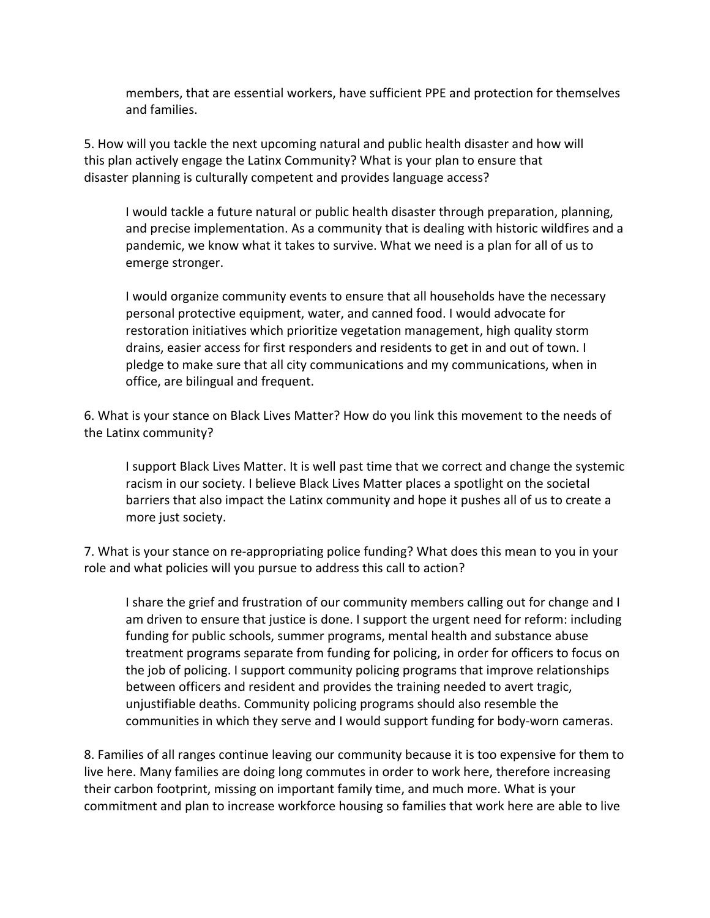members, that are essential workers, have sufficient PPE and protection for themselves and families.

5. How will you tackle the next upcoming natural and public health disaster and how will this plan actively engage the Latinx Community? What is your plan to ensure that disaster planning is culturally competent and provides language access?

> I would tackle a future natural or public health disaster through preparation, planning, and precise implementation. As a community that is dealing with historic wildfires and a pandemic, we know what it takes to survive. What we need is a plan for all of us to emerge stronger.
>
> I would organize community events to ensure that all households have the necessary personal protective equipment, water, and canned food. I would advocate for restoration initiatives which prioritize vegetation management, high quality storm drains, easier access for first responders and residents to get in and out of town. I pledge to make sure that all city communications and my communications, when in office, are bilingual and frequent.

6. What is your stance on Black Lives Matter? How do you link this movement to the needs of the Latinx community?

> I support Black Lives Matter. It is well past time that we correct and change the systemic racism in our society. I believe Black Lives Matter places a spotlight on the societal barriers that also impact the Latinx community and hope it pushes all of us to create a more just society.

7. What is your stance on re-appropriating police funding? What does this mean to you in your role and what policies will you pursue to address this call to action?

> I share the grief and frustration of our community members calling out for change and I am driven to ensure that justice is done. I support the urgent need for reform: including funding for public schools, summer programs, mental health and substance abuse treatment programs separate from funding for policing, in order for officers to focus on the job of policing. I support community policing programs that improve relationships between officers and resident and provides the training needed to avert tragic, unjustifiable deaths. Community policing programs should also resemble the communities in which they serve and I would support funding for body-worn cameras.

8. Families of all ranges continue leaving our community because it is too expensive for them to live here. Many families are doing long commutes in order to work here, therefore increasing their carbon footprint, missing on important family time, and much more. What is your commitment and plan to increase workforce housing so families that work here are able to live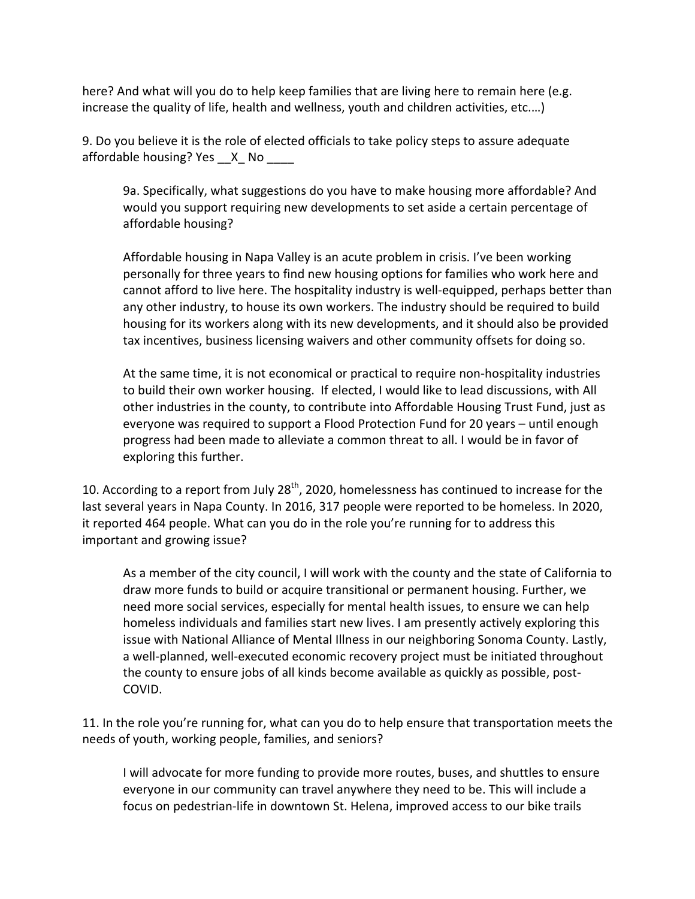here? And what will you do to help keep families that are living here to remain here (e.g. increase the quality of life, health and wellness, youth and children activities, etc.…)

9. Do you believe it is the role of elected officials to take policy steps to assure adequate affordable housing? Yes __X_ No ____

> 9a. Specifically, what suggestions do you have to make housing more affordable? And would you support requiring new developments to set aside a certain percentage of affordable housing?
>
> Affordable housing in Napa Valley is an acute problem in crisis. I've been working personally for three years to find new housing options for families who work here and cannot afford to live here. The hospitality industry is well-equipped, perhaps better than any other industry, to house its own workers. The industry should be required to build housing for its workers along with its new developments, and it should also be provided tax incentives, business licensing waivers and other community offsets for doing so.
>
> At the same time, it is not economical or practical to require non-hospitality industries to build their own worker housing. If elected, I would like to lead discussions, with All other industries in the county, to contribute into Affordable Housing Trust Fund, just as everyone was required to support a Flood Protection Fund for 20 years – until enough progress had been made to alleviate a common threat to all. I would be in favor of exploring this further.

10. According to a report from July 28th, 2020, homelessness has continued to increase for the last several years in Napa County. In 2016, 317 people were reported to be homeless. In 2020, it reported 464 people. What can you do in the role you're running for to address this important and growing issue?

> As a member of the city council, I will work with the county and the state of California to draw more funds to build or acquire transitional or permanent housing. Further, we need more social services, especially for mental health issues, to ensure we can help homeless individuals and families start new lives. I am presently actively exploring this issue with National Alliance of Mental Illness in our neighboring Sonoma County. Lastly, a well-planned, well-executed economic recovery project must be initiated throughout the county to ensure jobs of all kinds become available as quickly as possible, post-COVID.

11. In the role you're running for, what can you do to help ensure that transportation meets the needs of youth, working people, families, and seniors?

> I will advocate for more funding to provide more routes, buses, and shuttles to ensure everyone in our community can travel anywhere they need to be. This will include a focus on pedestrian-life in downtown St. Helena, improved access to our bike trails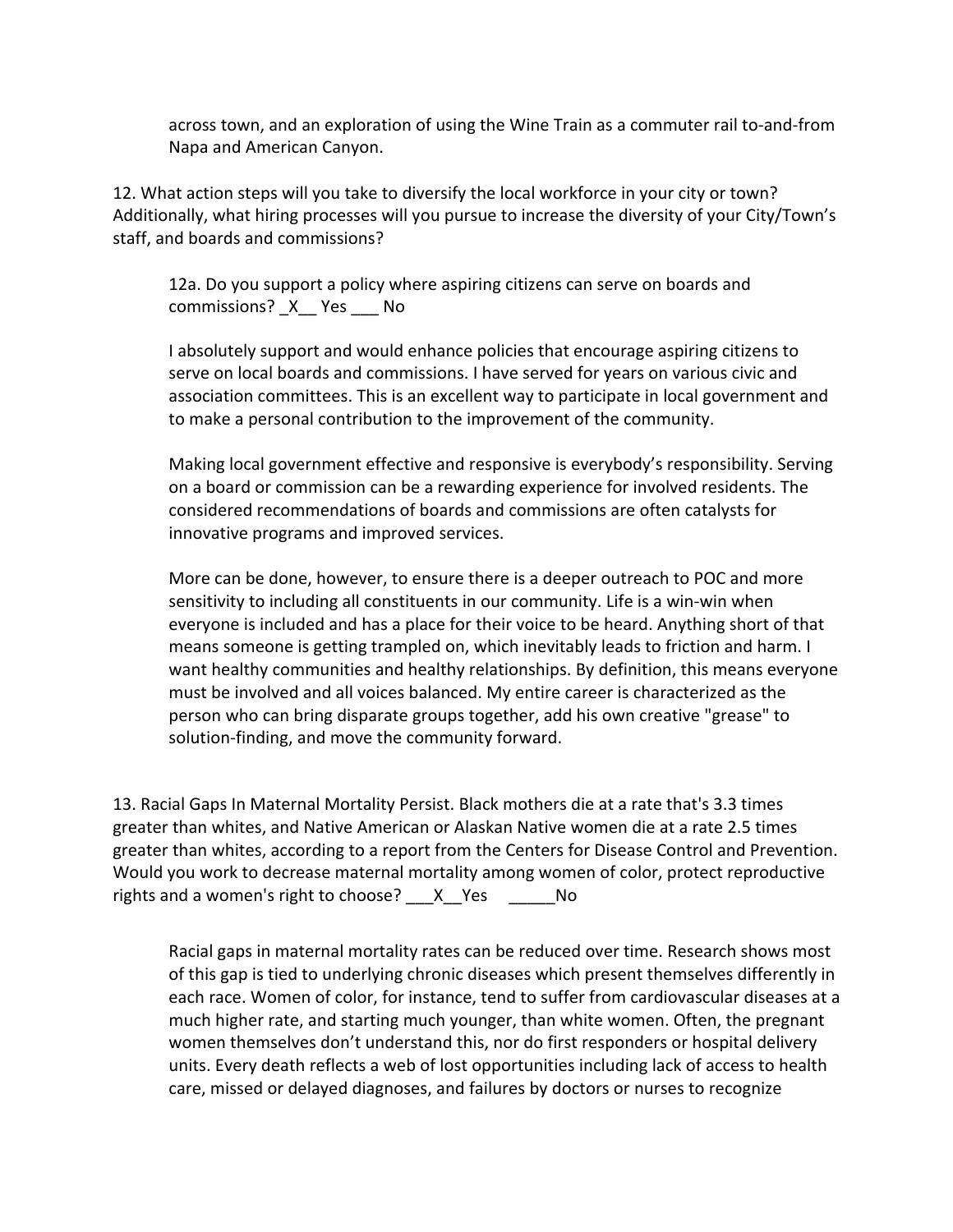across town, and an exploration of using the Wine Train as a commuter rail to-and-from Napa and American Canyon.

12. What action steps will you take to diversify the local workforce in your city or town? Additionally, what hiring processes will you pursue to increase the diversity of your City/Town's staff, and boards and commissions?

12a. Do you support a policy where aspiring citizens can serve on boards and commissions? _X__ Yes ___ No

I absolutely support and would enhance policies that encourage aspiring citizens to serve on local boards and commissions. I have served for years on various civic and association committees. This is an excellent way to participate in local government and to make a personal contribution to the improvement of the community.

Making local government effective and responsive is everybody's responsibility. Serving on a board or commission can be a rewarding experience for involved residents. The considered recommendations of boards and commissions are often catalysts for innovative programs and improved services.

More can be done, however, to ensure there is a deeper outreach to POC and more sensitivity to including all constituents in our community. Life is a win-win when everyone is included and has a place for their voice to be heard. Anything short of that means someone is getting trampled on, which inevitably leads to friction and harm. I want healthy communities and healthy relationships. By definition, this means everyone must be involved and all voices balanced. My entire career is characterized as the person who can bring disparate groups together, add his own creative "grease" to solution-finding, and move the community forward.

13. Racial Gaps In Maternal Mortality Persist. Black mothers die at a rate that's 3.3 times greater than whites, and Native American or Alaskan Native women die at a rate 2.5 times greater than whites, according to a report from the Centers for Disease Control and Prevention. Would you work to decrease maternal mortality among women of color, protect reproductive rights and a women's right to choose? ___X__Yes _____No

Racial gaps in maternal mortality rates can be reduced over time. Research shows most of this gap is tied to underlying chronic diseases which present themselves differently in each race. Women of color, for instance, tend to suffer from cardiovascular diseases at a much higher rate, and starting much younger, than white women. Often, the pregnant women themselves don't understand this, nor do first responders or hospital delivery units. Every death reflects a web of lost opportunities including lack of access to health care, missed or delayed diagnoses, and failures by doctors or nurses to recognize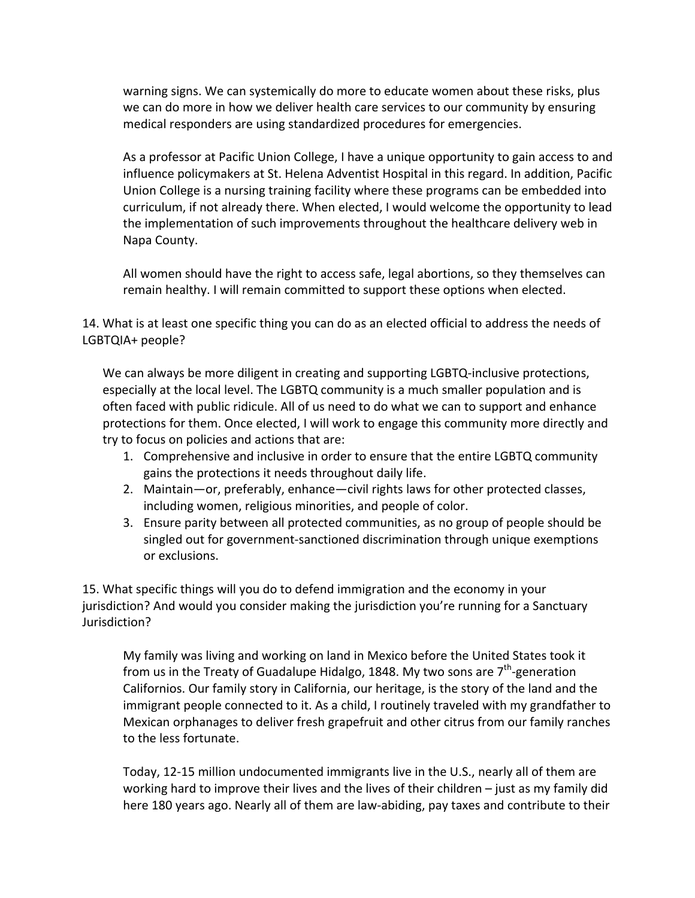warning signs. We can systemically do more to educate women about these risks, plus we can do more in how we deliver health care services to our community by ensuring medical responders are using standardized procedures for emergencies.

As a professor at Pacific Union College, I have a unique opportunity to gain access to and influence policymakers at St. Helena Adventist Hospital in this regard. In addition, Pacific Union College is a nursing training facility where these programs can be embedded into curriculum, if not already there. When elected, I would welcome the opportunity to lead the implementation of such improvements throughout the healthcare delivery web in Napa County.

All women should have the right to access safe, legal abortions, so they themselves can remain healthy. I will remain committed to support these options when elected.

14. What is at least one specific thing you can do as an elected official to address the needs of LGBTQIA+ people?

We can always be more diligent in creating and supporting LGBTQ-inclusive protections, especially at the local level. The LGBTQ community is a much smaller population and is often faced with public ridicule. All of us need to do what we can to support and enhance protections for them. Once elected, I will work to engage this community more directly and try to focus on policies and actions that are:

1. Comprehensive and inclusive in order to ensure that the entire LGBTQ community gains the protections it needs throughout daily life.
2. Maintain—or, preferably, enhance—civil rights laws for other protected classes, including women, religious minorities, and people of color.
3. Ensure parity between all protected communities, as no group of people should be singled out for government-sanctioned discrimination through unique exemptions or exclusions.

15. What specific things will you do to defend immigration and the economy in your jurisdiction? And would you consider making the jurisdiction you're running for a Sanctuary Jurisdiction?

My family was living and working on land in Mexico before the United States took it from us in the Treaty of Guadalupe Hidalgo, 1848. My two sons are 7th-generation Californios. Our family story in California, our heritage, is the story of the land and the immigrant people connected to it. As a child, I routinely traveled with my grandfather to Mexican orphanages to deliver fresh grapefruit and other citrus from our family ranches to the less fortunate.

Today, 12-15 million undocumented immigrants live in the U.S., nearly all of them are working hard to improve their lives and the lives of their children – just as my family did here 180 years ago. Nearly all of them are law-abiding, pay taxes and contribute to their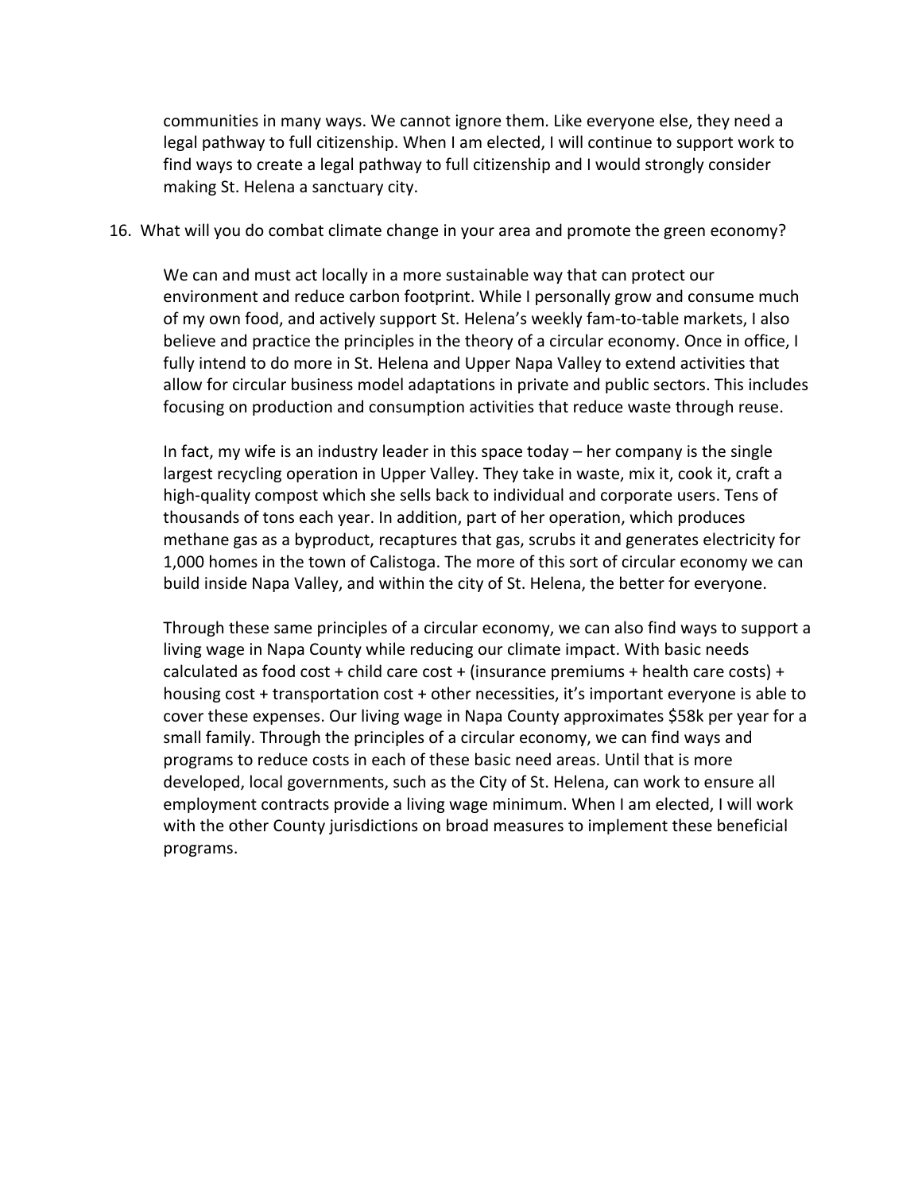communities in many ways. We cannot ignore them. Like everyone else, they need a legal pathway to full citizenship. When I am elected, I will continue to support work to find ways to create a legal pathway to full citizenship and I would strongly consider making St. Helena a sanctuary city.

16. What will you do combat climate change in your area and promote the green economy?

    We can and must act locally in a more sustainable way that can protect our environment and reduce carbon footprint. While I personally grow and consume much of my own food, and actively support St. Helena's weekly fam-to-table markets, I also believe and practice the principles in the theory of a circular economy. Once in office, I fully intend to do more in St. Helena and Upper Napa Valley to extend activities that allow for circular business model adaptations in private and public sectors. This includes focusing on production and consumption activities that reduce waste through reuse.

    In fact, my wife is an industry leader in this space today – her company is the single largest recycling operation in Upper Valley. They take in waste, mix it, cook it, craft a high-quality compost which she sells back to individual and corporate users. Tens of thousands of tons each year. In addition, part of her operation, which produces methane gas as a byproduct, recaptures that gas, scrubs it and generates electricity for 1,000 homes in the town of Calistoga. The more of this sort of circular economy we can build inside Napa Valley, and within the city of St. Helena, the better for everyone.

    Through these same principles of a circular economy, we can also find ways to support a living wage in Napa County while reducing our climate impact. With basic needs calculated as food cost + child care cost + (insurance premiums + health care costs) + housing cost + transportation cost + other necessities, it's important everyone is able to cover these expenses. Our living wage in Napa County approximates $58k per year for a small family. Through the principles of a circular economy, we can find ways and programs to reduce costs in each of these basic need areas. Until that is more developed, local governments, such as the City of St. Helena, can work to ensure all employment contracts provide a living wage minimum. When I am elected, I will work with the other County jurisdictions on broad measures to implement these beneficial programs.